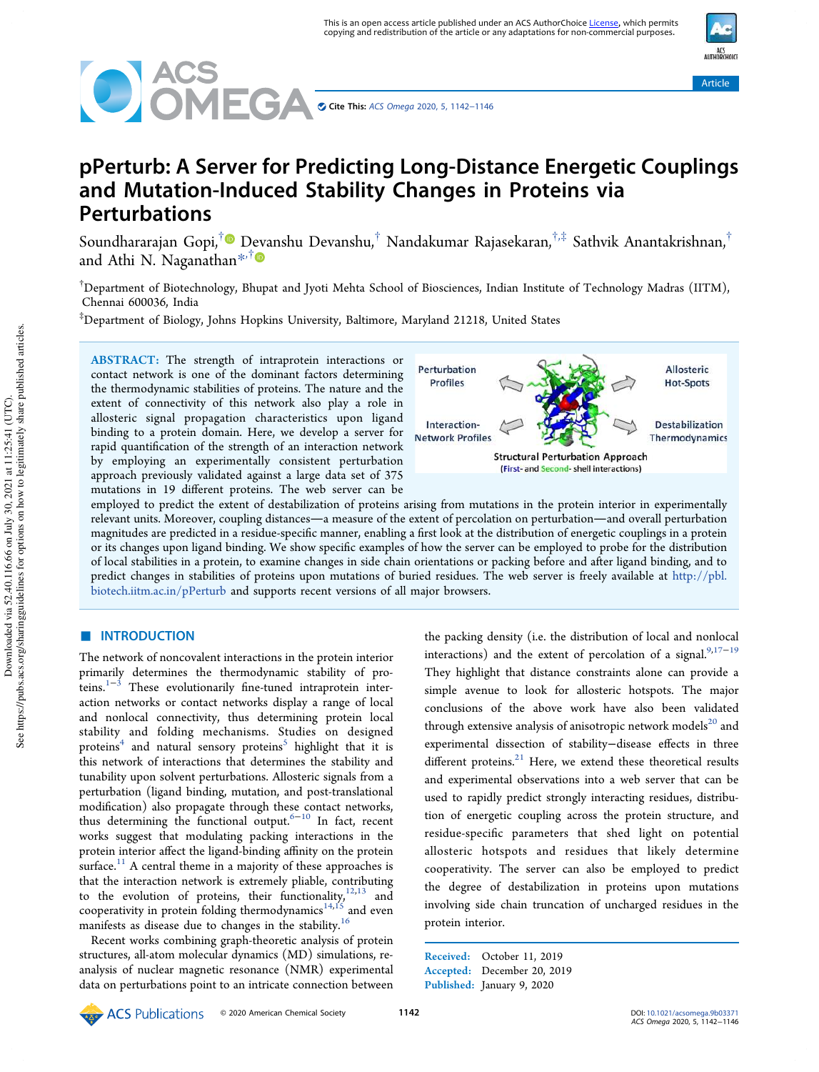# pPerturb: A Server for Predicting Long-Distance Energetic Couplings and Mutation-Induced Stability Changes in Proteins via Perturbations

Soundhararajan Gopi,[†] Devanshu Devanshu,[†] Nandakumar Rajasekaran,[†,‡] Sathvik Anantakrishnan,[†] and Athi N. Naganathan*[,†]

[†]Department of Biotechnology, Bhupat and Jyoti Mehta School of Biosciences, Indian Institute of Technology Madras (IITM), Chennai 600036, India

[‡]Department of Biology, Johns Hopkins University, Baltimore, Maryland 21218, United States

**ABSTRACT:** The strength of intraprotein interactions or contact network is one of the dominant factors determining the thermodynamic stabilities of proteins. The nature and the extent of connectivity of this network also play a role in allosteric signal propagation characteristics upon ligand binding to a protein domain. Here, we develop a server for rapid quantification of the strength of an interaction network by employing an experimentally consistent perturbation approach previously validated against a large data set of 375 mutations in 19 different proteins. The web server can be employed to predict the extent of destabilization of proteins arising from mutations in the protein interior in experimentally relevant units. Moreover, coupling distances—a measure of the extent of percolation on perturbation—and overall perturbation magnitudes are predicted in a residue-specific manner, enabling a first look at the distribution of energetic couplings in a protein or its changes upon ligand binding. We show specific examples of how the server can be employed to probe for the distribution of local stabilities in a protein, to examine changes in side chain orientations or packing before and after ligand binding, and to predict changes in stabilities of proteins upon mutations of buried residues. The web server is freely available at http://pbl.biotech.iitm.ac.in/pPerturb and supports recent versions of all major browsers.

## INTRODUCTION

The network of noncovalent interactions in the protein interior primarily determines the thermodynamic stability of proteins.[1−3] These evolutionarily fine-tuned intraprotein interaction networks or contact networks display a range of local and nonlocal connectivity, thus determining protein local stability and folding mechanisms. Studies on designed proteins[4] and natural sensory proteins[5] highlight that it is this network of interactions that determines the stability and tunability upon solvent perturbations. Allosteric signals from a perturbation (ligand binding, mutation, and post-translational modification) also propagate through these contact networks, thus determining the functional output.[6−10] In fact, recent works suggest that modulating packing interactions in the protein interior affect the ligand-binding affinity on the protein surface.[11] A central theme in a majority of these approaches is that the interaction network is extremely pliable, contributing to the evolution of proteins, their functionality,[12,13] and cooperativity in protein folding thermodynamics[14,15] and even manifests as disease due to changes in the stability.[16]

Recent works combining graph-theoretic analysis of protein structures, all-atom molecular dynamics (MD) simulations, re-analysis of nuclear magnetic resonance (NMR) experimental data on perturbations point to an intricate connection between the packing density (i.e. the distribution of local and nonlocal interactions) and the extent of percolation of a signal.[9,17−19] They highlight that distance constraints alone can provide a simple avenue to look for allosteric hotspots. The major conclusions of the above work have also been validated through extensive analysis of anisotropic network models[20] and experimental dissection of stability−disease effects in three different proteins.[21] Here, we extend these theoretical results and experimental observations into a web server that can be used to rapidly predict strongly interacting residues, distribution of energetic coupling across the protein structure, and residue-specific parameters that shed light on potential allosteric hotspots and residues that likely determine cooperativity. The server can also be employed to predict the degree of destabilization in proteins upon mutations involving side chain truncation of uncharged residues in the protein interior.

Received: October 11, 2019
Accepted: December 20, 2019
Published: January 9, 2020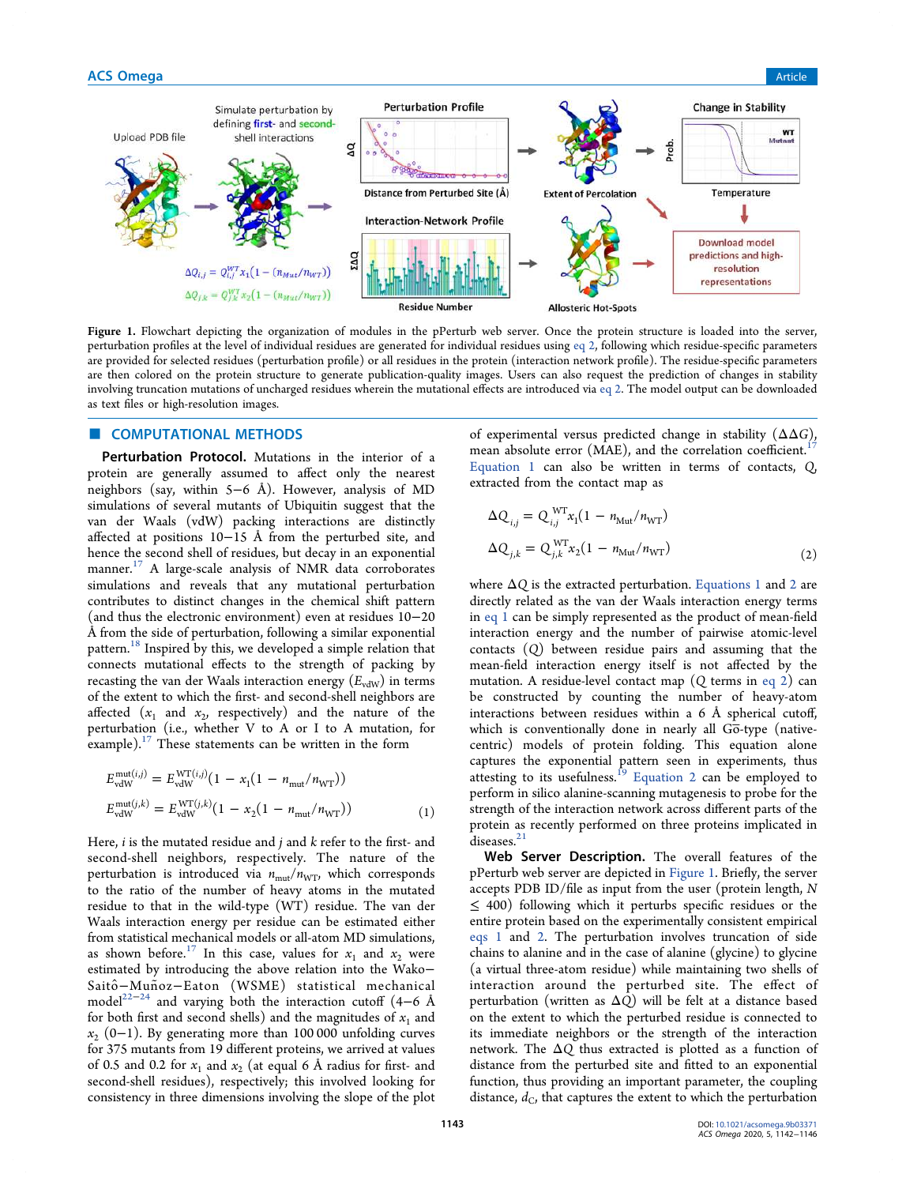Figure 1. Flowchart depicting the organization of modules in the pPerturb web server. Once the protein structure is loaded into the server, perturbation profiles at the level of individual residues are generated for individual residues using eq 2, following which residue-specific parameters are provided for selected residues (perturbation profile) or all residues in the protein (interaction network profile). The residue-specific parameters are then colored on the protein structure to generate publication-quality images. Users can also request the prediction of changes in stability involving truncation mutations of uncharged residues wherein the mutational effects are introduced via eq 2. The model output can be downloaded as text files or high-resolution images.

## COMPUTATIONAL METHODS

**Perturbation Protocol.** Mutations in the interior of a protein are generally assumed to affect only the nearest neighbors (say, within 5−6 Å). However, analysis of MD simulations of several mutants of Ubiquitin suggest that the van der Waals (vdW) packing interactions are distinctly affected at positions 10−15 Å from the perturbed site, and hence the second shell of residues, but decay in an exponential manner.[17] A large-scale analysis of NMR data corroborates simulations and reveals that any mutational perturbation contributes to distinct changes in the chemical shift pattern (and thus the electronic environment) even at residues 10−20 Å from the side of perturbation, following a similar exponential pattern.[18] Inspired by this, we developed a simple relation that connects mutational effects to the strength of packing by recasting the van der Waals interaction energy ($E_{vdW}$) in terms of the extent to which the first- and second-shell neighbors are affected ($x_1$ and $x_2$, respectively) and the nature of the perturbation (i.e., whether V to A or I to A mutation, for example).[17] These statements can be written in the form

$$E_{vdW}^{mut(i,j)} = E_{vdW}^{WT(i,j)}(1 - x_1(1 - n_{mut}/n_{WT}))$$
$$E_{vdW}^{mut(j,k)} = E_{vdW}^{WT(j,k)}(1 - x_2(1 - n_{mut}/n_{WT})) \quad (1)$$

Here, $i$ is the mutated residue and $j$ and $k$ refer to the first- and second-shell neighbors, respectively. The nature of the perturbation is introduced via $n_{mut}/n_{WT}$, which corresponds to the ratio of the number of heavy atoms in the mutated residue to that in the wild-type (WT) residue. The van der Waals interaction energy per residue can be estimated either from statistical mechanical models or all-atom MD simulations, as shown before.[17] In this case, values for $x_1$ and $x_2$ were estimated by introducing the above relation into the Wako−Saitô−Muñoz−Eaton (WSME) statistical mechanical model[22−24] and varying both the interaction cutoff (4−6 Å for both first and second shells) and the magnitudes of $x_1$ and $x_2$ (0−1). By generating more than 100 000 unfolding curves for 375 mutants from 19 different proteins, we arrived at values of 0.5 and 0.2 for $x_1$ and $x_2$ (at equal 6 Å radius for first- and second-shell residues), respectively; this involved looking for consistency in three dimensions involving the slope of the plot of experimental versus predicted change in stability ($\Delta\Delta G$), mean absolute error (MAE), and the correlation coefficient.[17] Equation 1 can also be written in terms of contacts, $Q$, extracted from the contact map as

$$\Delta Q_{i,j} = Q_{i,j}^{WT} x_1(1 - n_{Mut}/n_{WT})$$
$$\Delta Q_{j,k} = Q_{j,k}^{WT} x_2(1 - n_{Mut}/n_{WT}) \quad (2)$$

where $\Delta Q$ is the extracted perturbation. Equations 1 and 2 are directly related as the van der Waals interaction energy terms in eq 1 can be simply represented as the product of mean-field interaction energy and the number of pairwise atomic-level contacts ($Q$) between residue pairs and assuming that the mean-field interaction energy itself is not affected by the mutation. A residue-level contact map ($Q$ terms in eq 2) can be constructed by counting the number of heavy-atom interactions between residues within a 6 Å spherical cutoff, which is conventionally done in nearly all Gō-type (native-centric) models of protein folding. This equation alone captures the exponential pattern seen in experiments, thus attesting to its usefulness.[19] Equation 2 can be employed to perform in silico alanine-scanning mutagenesis to probe for the strength of the interaction network across different parts of the protein as recently performed on three proteins implicated in diseases.[21]

**Web Server Description.** The overall features of the pPerturb web server are depicted in Figure 1. Briefly, the server accepts PDB ID/file as input from the user (protein length, $N \leq 400$) following which it perturbs specific residues or the entire protein based on the experimentally consistent empirical eqs 1 and 2. The perturbation involves truncation of side chains to alanine and in the case of alanine (glycine) to glycine (a virtual three-atom residue) while maintaining two shells of interaction around the perturbed site. The effect of perturbation (written as $\Delta Q$) will be felt at a distance based on the extent to which the perturbed residue is connected to its immediate neighbors or the strength of the interaction network. The $\Delta Q$ thus extracted is plotted as a function of distance from the perturbed site and fitted to an exponential function, thus providing an important parameter, the coupling distance, $d_C$, that captures the extent to which the perturbation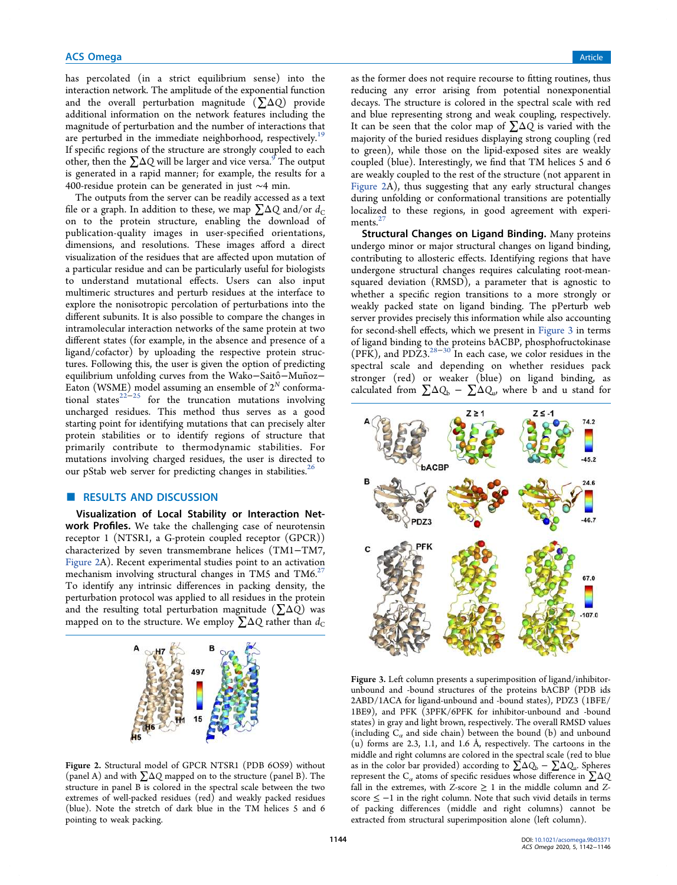has percolated (in a strict equilibrium sense) into the interaction network. The amplitude of the exponential function and the overall perturbation magnitude ($\sum \Delta Q$) provide additional information on the network features including the magnitude of perturbation and the number of interactions that are perturbed in the immediate neighborhood, respectively.[19] If specific regions of the structure are strongly coupled to each other, then the $\sum \Delta Q$ will be larger and vice versa.[9] The output is generated in a rapid manner; for example, the results for a 400-residue protein can be generated in just ~4 min.

The outputs from the server can be readily accessed as a text file or a graph. In addition to these, we map $\sum \Delta Q$ and/or $d_C$ on to the protein structure, enabling the download of publication-quality images in user-specified orientations, dimensions, and resolutions. These images afford a direct visualization of the residues that are affected upon mutation of a particular residue and can be particularly useful for biologists to understand mutational effects. Users can also input multimeric structures and perturb residues at the interface to explore the nonisotropic percolation of perturbations into the different subunits. It is also possible to compare the changes in intramolecular interaction networks of the same protein at two different states (for example, in the absence and presence of a ligand/cofactor) by uploading the respective protein structures. Following this, the user is given the option of predicting equilibrium unfolding curves from the Wako−Saitô−Muñoz−Eaton (WSME) model assuming an ensemble of $2^N$ conformational states[22−25] for the truncation mutations involving uncharged residues. This method thus serves as a good starting point for identifying mutations that can precisely alter protein stabilities or to identify regions of structure that primarily contribute to thermodynamic stabilities. For mutations involving charged residues, the user is directed to our pStab web server for predicting changes in stabilities.[26]

## RESULTS AND DISCUSSION

**Visualization of Local Stability or Interaction Network Profiles.** We take the challenging case of neurotensin receptor 1 (NTSR1, a G-protein coupled receptor (GPCR)) characterized by seven transmembrane helices (TM1−TM7, Figure 2A). Recent experimental studies point to an activation mechanism involving structural changes in TM5 and TM6.[27] To identify any intrinsic differences in packing density, the perturbation protocol was applied to all residues in the protein and the resulting total perturbation magnitude ($\sum \Delta Q$) was mapped on to the structure. We employ $\sum \Delta Q$ rather than $d_C$ as the former does not require recourse to fitting routines, thus reducing any error arising from potential nonexponential decays. The structure is colored in the spectral scale with red and blue representing strong and weak coupling, respectively. It can be seen that the color map of $\sum \Delta Q$ is varied with the majority of the buried residues displaying strong coupling (red to green), while those on the lipid-exposed sites are weakly coupled (blue). Interestingly, we find that TM helices 5 and 6 are weakly coupled to the rest of the structure (not apparent in Figure 2A), thus suggesting that any early structural changes during unfolding or conformational transitions are potentially localized to these regions, in good agreement with experiments.[27]

Figure 2. Structural model of GPCR NTSR1 (PDB 6OS9) without (panel A) and with $\sum \Delta Q$ mapped on to the structure (panel B). The structure in panel B is colored in the spectral scale between the two extremes of well-packed residues (red) and weakly packed residues (blue). Note the stretch of dark blue in the TM helices 5 and 6 pointing to weak packing.

**Structural Changes on Ligand Binding.** Many proteins undergo minor or major structural changes on ligand binding, contributing to allosteric effects. Identifying regions that have undergone structural changes requires calculating root-mean-squared deviation (RMSD), a parameter that is agnostic to whether a specific region transitions to a more strongly or weakly packed state on ligand binding. The pPerturb web server provides precisely this information while also accounting for second-shell effects, which we present in Figure 3 in terms of ligand binding to the proteins bACBP, phosphofructokinase (PFK), and PDZ3.[28−30] In each case, we color residues in the spectral scale and depending on whether residues pack stronger (red) or weaker (blue) on ligand binding, as calculated from $\sum \Delta Q_b - \sum \Delta Q_u$, where b and u stand for

Figure 3. Left column presents a superimposition of ligand/inhibitor-unbound and -bound structures of the proteins bACBP (PDB ids 2ABD/1ACA for ligand-unbound and -bound states), PDZ3 (1BFE/1BE9), and PFK (3PFK/6PFK for inhibitor-unbound and -bound states) in gray and light brown, respectively. The overall RMSD values (including $C_\alpha$ and side chain) between the bound (b) and unbound (u) forms are 2.3, 1.1, and 1.6 Å, respectively. The cartoons in the middle and right columns are colored in the spectral scale (red to blue as in the color bar provided) according to $\sum \Delta Q_b - \sum \Delta Q_u$. Spheres represent the $C_\alpha$ atoms of specific residues whose difference in $\sum \Delta Q$ fall in the extremes, with $Z$-score $\geq 1$ in the middle column and $Z$-score $\leq -1$ in the right column. Note that such vivid details in terms of packing differences (middle and right columns) cannot be extracted from structural superimposition alone (left column).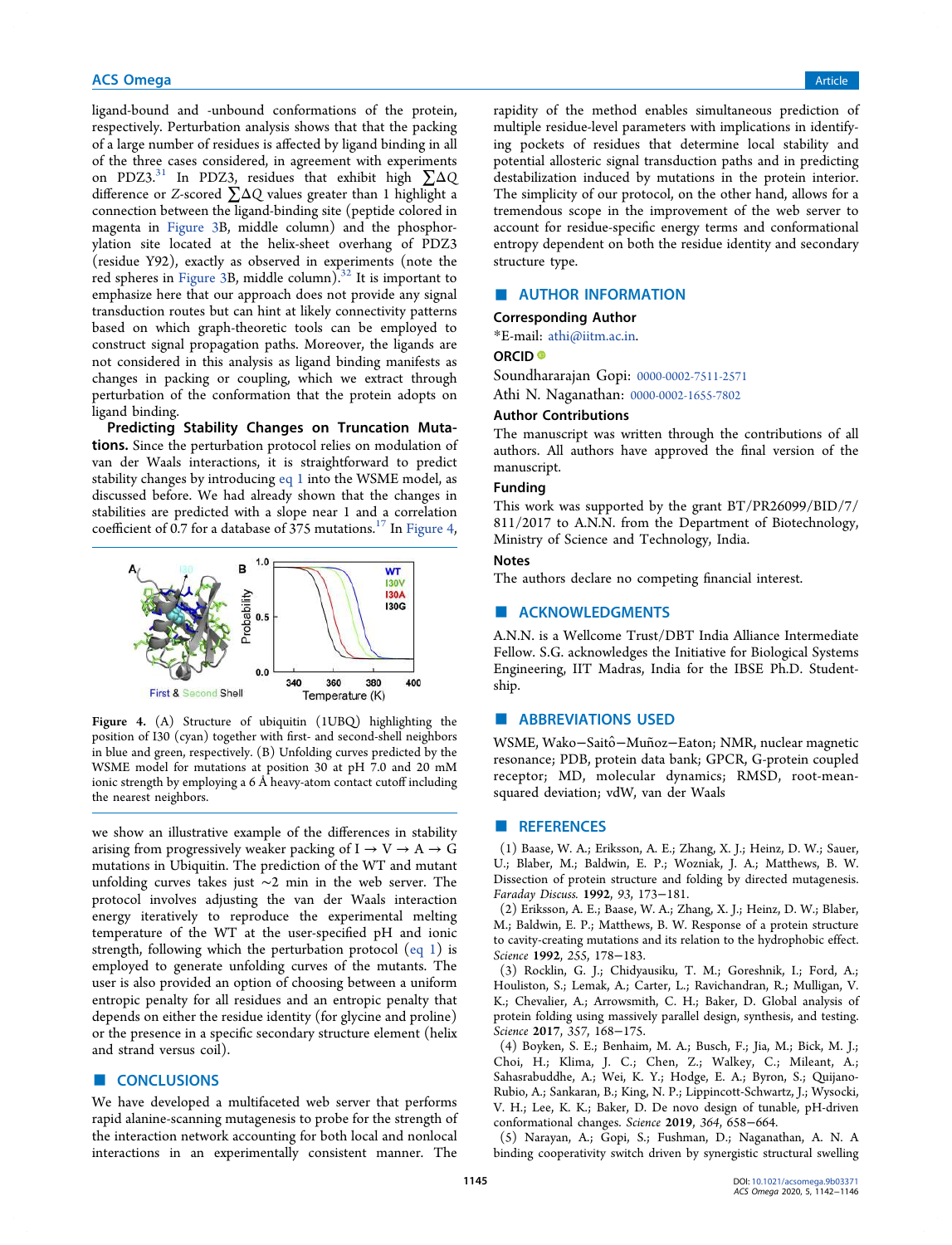ligand-bound and -unbound conformations of the protein, respectively. Perturbation analysis shows that that the packing of a large number of residues is affected by ligand binding in all of the three cases considered, in agreement with experiments on PDZ3.[31] In PDZ3, residues that exhibit high $\sum\Delta Q$ difference or Z-scored $\sum\Delta Q$ values greater than 1 highlight a connection between the ligand-binding site (peptide colored in magenta in Figure 3B, middle column) and the phosphorylation site located at the helix-sheet overhang of PDZ3 (residue Y92), exactly as observed in experiments (note the red spheres in Figure 3B, middle column).[32] It is important to emphasize here that our approach does not provide any signal transduction routes but can hint at likely connectivity patterns based on which graph-theoretic tools can be employed to construct signal propagation paths. Moreover, the ligands are not considered in this analysis as ligand binding manifests as changes in packing or coupling, which we extract through perturbation of the conformation that the protein adopts on ligand binding.

**Predicting Stability Changes on Truncation Mutations.** Since the perturbation protocol relies on modulation of van der Waals interactions, it is straightforward to predict stability changes by introducing eq 1 into the WSME model, as discussed before. We had already shown that the changes in stabilities are predicted with a slope near 1 and a correlation coefficient of 0.7 for a database of 375 mutations.[17] In Figure 4, we show an illustrative example of the differences in stability arising from progressively weaker packing of I → V → A → G mutations in Ubiquitin. The prediction of the WT and mutant unfolding curves takes just ~2 min in the web server. The protocol involves adjusting the van der Waals interaction energy iteratively to reproduce the experimental melting temperature of the WT at the user-specified pH and ionic strength, following which the perturbation protocol (eq 1) is employed to generate unfolding curves of the mutants. The user is also provided an option of choosing between a uniform entropic penalty for all residues and an entropic penalty that depends on either the residue identity (for glycine and proline) or the presence in a specific secondary structure element (helix and strand versus coil).

Figure 4. (A) Structure of ubiquitin (1UBQ) highlighting the position of I30 (cyan) together with first- and second-shell neighbors in blue and green, respectively. (B) Unfolding curves predicted by the WSME model for mutations at position 30 at pH 7.0 and 20 mM ionic strength by employing a 6 Å heavy-atom contact cutoff including the nearest neighbors.

## CONCLUSIONS

We have developed a multifaceted web server that performs rapid alanine-scanning mutagenesis to probe for the strength of the interaction network accounting for both local and nonlocal interactions in an experimentally consistent manner. The rapidity of the method enables simultaneous prediction of multiple residue-level parameters with implications in identifying pockets of residues that determine local stability and potential allosteric signal transduction paths and in predicting destabilization induced by mutations in the protein interior. The simplicity of our protocol, on the other hand, allows for a tremendous scope in the improvement of the web server to account for residue-specific energy terms and conformational entropy dependent on both the residue identity and secondary structure type.

## AUTHOR INFORMATION

### Corresponding Author

*E-mail: athi@iitm.ac.in.

### ORCID

Soundhararajan Gopi: 0000-0002-7511-2571

Athi N. Naganathan: 0000-0002-1655-7802

### Author Contributions

The manuscript was written through the contributions of all authors. All authors have approved the final version of the manuscript.

### Funding

This work was supported by the grant BT/PR26099/BID/7/811/2017 to A.N.N. from the Department of Biotechnology, Ministry of Science and Technology, India.

### Notes

The authors declare no competing financial interest.

## ACKNOWLEDGMENTS

A.N.N. is a Wellcome Trust/DBT India Alliance Intermediate Fellow. S.G. acknowledges the Initiative for Biological Systems Engineering, IIT Madras, India for the IBSE Ph.D. Studentship.

## ABBREVIATIONS USED

WSME, Wako−Saitô−Muñoz−Eaton; NMR, nuclear magnetic resonance; PDB, protein data bank; GPCR, G-protein coupled receptor; MD, molecular dynamics; RMSD, root-mean-squared deviation; vdW, van der Waals

## REFERENCES

(1) Baase, W. A.; Eriksson, A. E.; Zhang, X. J.; Heinz, D. W.; Sauer, U.; Blaber, M.; Baldwin, E. P.; Wozniak, J. A.; Matthews, B. W. Dissection of protein structure and folding by directed mutagenesis. *Faraday Discuss.* **1992**, *93*, 173−181.

(2) Eriksson, A. E.; Baase, W. A.; Zhang, X. J.; Heinz, D. W.; Blaber, M.; Baldwin, E. P.; Matthews, B. W. Response of a protein structure to cavity-creating mutations and its relation to the hydrophobic effect. *Science* **1992**, *255*, 178−183.

(3) Rocklin, G. J.; Chidyausiku, T. M.; Goreshnik, I.; Ford, A.; Houliston, S.; Lemak, A.; Carter, L.; Ravichandran, R.; Mulligan, V. K.; Chevalier, A.; Arrowsmith, C. H.; Baker, D. Global analysis of protein folding using massively parallel design, synthesis, and testing. *Science* **2017**, *357*, 168−175.

(4) Boyken, S. E.; Benhaim, M. A.; Busch, F.; Jia, M.; Bick, M. J.; Choi, H.; Klima, J. C.; Chen, Z.; Walkey, C.; Mileant, A.; Sahasrabuddhe, A.; Wei, K. Y.; Hodge, E. A.; Byron, S.; Quijano-Rubio, A.; Sankaran, B.; King, N. P.; Lippincott-Schwartz, J.; Wysocki, V. H.; Lee, K. K.; Baker, D. De novo design of tunable, pH-driven conformational changes. *Science* **2019**, *364*, 658−664.

(5) Narayan, A.; Gopi, S.; Fushman, D.; Naganathan, A. N. A binding cooperativity switch driven by synergistic structural swelling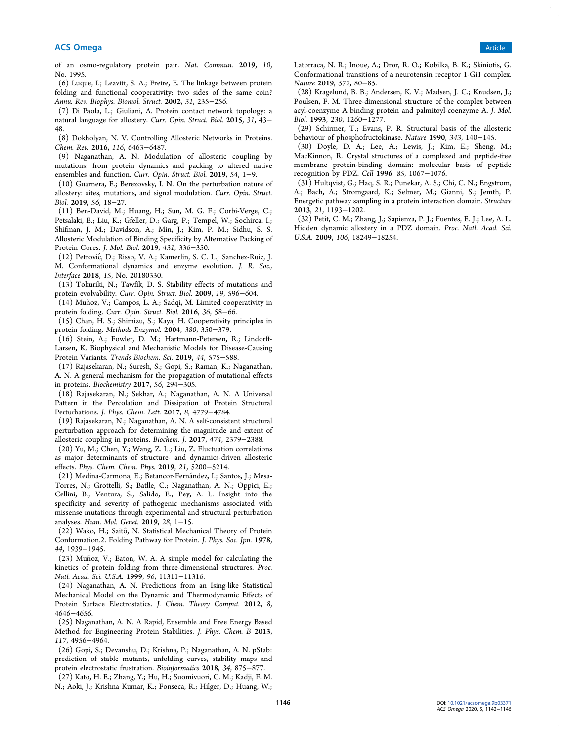of an osmo-regulatory protein pair. *Nat. Commun.* **2019**, *10*, No. 1995.

(6) Luque, I.; Leavitt, S. A.; Freire, E. The linkage between protein folding and functional cooperativity: two sides of the same coin? *Annu. Rev. Biophys. Biomol. Struct.* **2002**, *31*, 235−256.

(7) Di Paola, L.; Giuliani, A. Protein contact network topology: a natural language for allostery. *Curr. Opin. Struct. Biol.* **2015**, *31*, 43−48.

(8) Dokholyan, N. V. Controlling Allosteric Networks in Proteins. *Chem. Rev.* **2016**, *116*, 6463−6487.

(9) Naganathan, A. N. Modulation of allosteric coupling by mutations: from protein dynamics and packing to altered native ensembles and function. *Curr. Opin. Struct. Biol.* **2019**, *54*, 1−9.

(10) Guarnera, E.; Berezovsky, I. N. On the perturbation nature of allostery: sites, mutations, and signal modulation. *Curr. Opin. Struct. Biol.* **2019**, *56*, 18−27.

(11) Ben-David, M.; Huang, H.; Sun, M. G. F.; Corbi-Verge, C.; Petsalaki, E.; Liu, K.; Gfeller, D.; Garg, P.; Tempel, W.; Sochirca, I.; Shifman, J. M.; Davidson, A.; Min, J.; Kim, P. M.; Sidhu, S. S. Allosteric Modulation of Binding Specificity by Alternative Packing of Protein Cores. *J. Mol. Biol.* **2019**, *431*, 336−350.

(12) Petrović, D.; Risso, V. A.; Kamerlin, S. C. L.; Sanchez-Ruiz, J. M. Conformational dynamics and enzyme evolution. *J. R. Soc., Interface* **2018**, *15*, No. 20180330.

(13) Tokuriki, N.; Tawfik, D. S. Stability effects of mutations and protein evolvability. *Curr. Opin. Struct. Biol.* **2009**, *19*, 596−604.

(14) Muñoz, V.; Campos, L. A.; Sadqi, M. Limited cooperativity in protein folding. *Curr. Opin. Struct. Biol.* **2016**, *36*, 58−66.

(15) Chan, H. S.; Shimizu, S.; Kaya, H. Cooperativity principles in protein folding. *Methods Enzymol.* **2004**, *380*, 350−379.

(16) Stein, A.; Fowler, D. M.; Hartmann-Petersen, R.; Lindorff-Larsen, K. Biophysical and Mechanistic Models for Disease-Causing Protein Variants. *Trends Biochem. Sci.* **2019**, *44*, 575−588.

(17) Rajasekaran, N.; Suresh, S.; Gopi, S.; Raman, K.; Naganathan, A. N. A general mechanism for the propagation of mutational effects in proteins. *Biochemistry* **2017**, *56*, 294−305.

(18) Rajasekaran, N.; Sekhar, A.; Naganathan, A. N. A Universal Pattern in the Percolation and Dissipation of Protein Structural Perturbations. *J. Phys. Chem. Lett.* **2017**, *8*, 4779−4784.

(19) Rajasekaran, N.; Naganathan, A. N. A self-consistent structural perturbation approach for determining the magnitude and extent of allosteric coupling in proteins. *Biochem. J.* **2017**, *474*, 2379−2388.

(20) Yu, M.; Chen, Y.; Wang, Z. L.; Liu, Z. Fluctuation correlations as major determinants of structure- and dynamics-driven allosteric effects. *Phys. Chem. Chem. Phys.* **2019**, *21*, 5200−5214.

(21) Medina-Carmona, E.; Betancor-Fernández, I.; Santos, J.; Mesa-Torres, N.; Grottelli, S.; Batlle, C.; Naganathan, A. N.; Oppici, E.; Cellini, B.; Ventura, S.; Salido, E.; Pey, A. L. Insight into the specificity and severity of pathogenic mechanisms associated with missense mutations through experimental and structural perturbation analyses. *Hum. Mol. Genet.* **2019**, *28*, 1−15.

(22) Wako, H.; Saitô, N. Statistical Mechanical Theory of Protein Conformation.2. Folding Pathway for Protein. *J. Phys. Soc. Jpn.* **1978**, *44*, 1939−1945.

(23) Muñoz, V.; Eaton, W. A. A simple model for calculating the kinetics of protein folding from three-dimensional structures. *Proc. Natl. Acad. Sci. U.S.A.* **1999**, *96*, 11311−11316.

(24) Naganathan, A. N. Predictions from an Ising-like Statistical Mechanical Model on the Dynamic and Thermodynamic Effects of Protein Surface Electrostatics. *J. Chem. Theory Comput.* **2012**, *8*, 4646−4656.

(25) Naganathan, A. N. A Rapid, Ensemble and Free Energy Based Method for Engineering Protein Stabilities. *J. Phys. Chem. B* **2013**, *117*, 4956−4964.

(26) Gopi, S.; Devanshu, D.; Krishna, P.; Naganathan, A. N. pStab: prediction of stable mutants, unfolding curves, stability maps and protein electrostatic frustration. *Bioinformatics* **2018**, *34*, 875−877.

(27) Kato, H. E.; Zhang, Y.; Hu, H.; Suomivuori, C. M.; Kadji, F. M. N.; Aoki, J.; Krishna Kumar, K.; Fonseca, R.; Hilger, D.; Huang, W.; Latorraca, N. R.; Inoue, A.; Dror, R. O.; Kobilka, B. K.; Skiniotis, G. Conformational transitions of a neurotensin receptor 1-Gi1 complex. *Nature* **2019**, *572*, 80−85.

(28) Kragelund, B. B.; Andersen, K. V.; Madsen, J. C.; Knudsen, J.; Poulsen, F. M. Three-dimensional structure of the complex between acyl-coenzyme A binding protein and palmitoyl-coenzyme A. *J. Mol. Biol.* **1993**, *230*, 1260−1277.

(29) Schirmer, T.; Evans, P. R. Structural basis of the allosteric behaviour of phosphofructokinase. *Nature* **1990**, *343*, 140−145.

(30) Doyle, D. A.; Lee, A.; Lewis, J.; Kim, E.; Sheng, M.; MacKinnon, R. Crystal structures of a complexed and peptide-free membrane protein-binding domain: molecular basis of peptide recognition by PDZ. *Cell* **1996**, *85*, 1067−1076.

(31) Hultqvist, G.; Haq, S. R.; Punekar, A. S.; Chi, C. N.; Engstrom, A.; Bach, A.; Stromgaard, K.; Selmer, M.; Gianni, S.; Jemth, P. Energetic pathway sampling in a protein interaction domain. *Structure* **2013**, *21*, 1193−1202.

(32) Petit, C. M.; Zhang, J.; Sapienza, P. J.; Fuentes, E. J.; Lee, A. L. Hidden dynamic allostery in a PDZ domain. *Proc. Natl. Acad. Sci. U.S.A.* **2009**, *106*, 18249−18254.